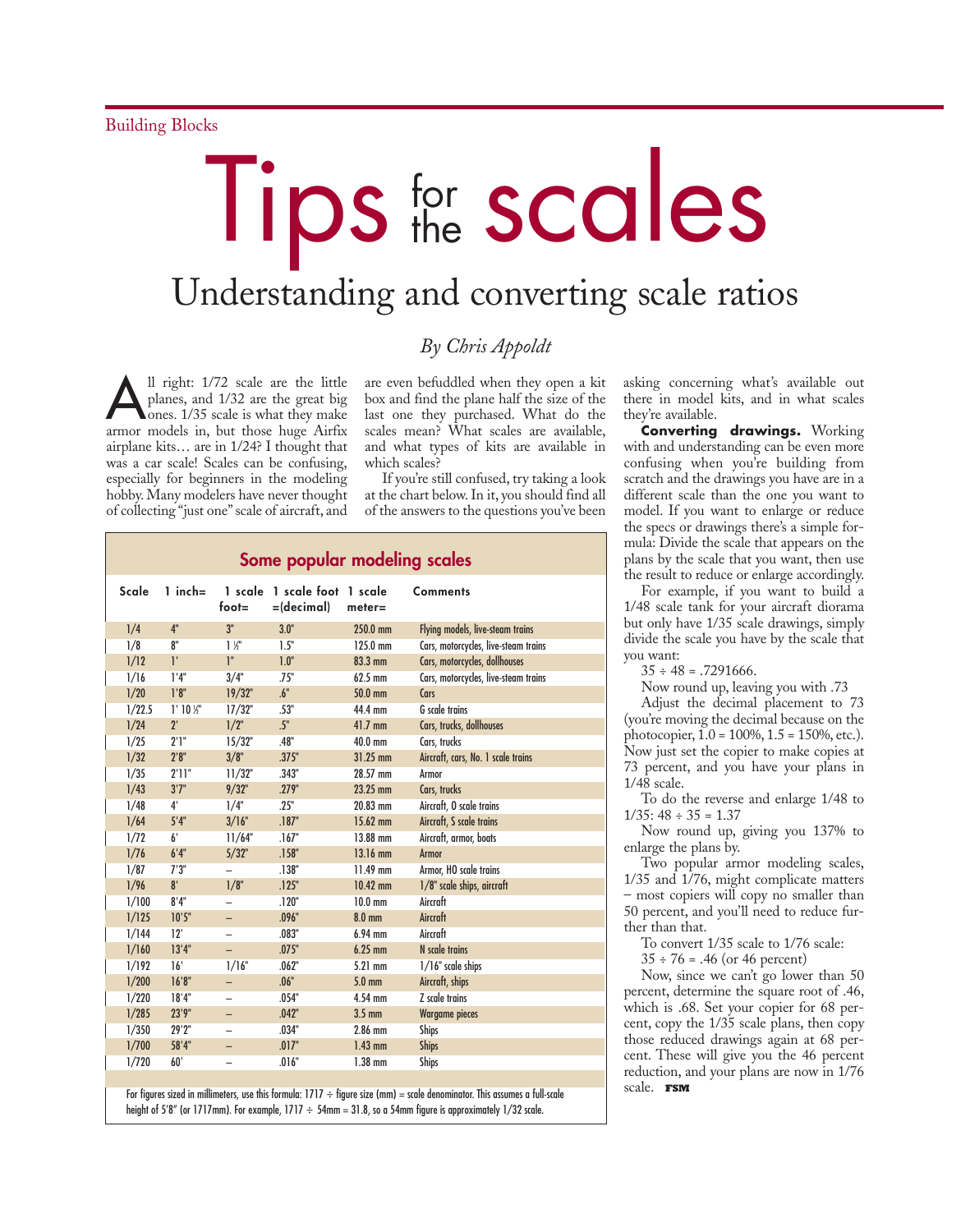Building Blocks

# Tips for the scales

## Understanding and converting scale ratios

*By Chris Appoldt*

All right: 1/72 scale are the little planes, and 1/32 are the great big ones. 1/35 scale is what they make armor models in, but those huge Airfix airplane kits… are in 1/24? I thought that was a car scale! Scales can be confusing, especially for beginners in the modeling hobby. Many modelers have never thought of collecting "just one" scale of aircraft, and are even befuddled when they open a kit box and find the plane half the size of the last one they purchased. What do the scales mean? What scales are available, and what types of kits are available in which scales?

If you're still confused, try taking a look at the chart below. In it, you should find all of the answers to the questions you've been asking concerning what's available out there in model kits, and in what scales they're available.

### Some popular modeling scales

| Scale | 1 inch= | 1 scale foot= | 1 scale foot =(decimal) | 1 scale meter= | Comments |
|---|---|---|---|---|---|
| 1/4 | 4" | 3" | 3.0" | 250.0 mm | Flying models, live-steam trains |
| 1/8 | 8" | 1 ½" | 1.5" | 125.0 mm | Cars, motorcycles, live-steam trains |
| 1/12 | 1' | 1" | 1.0" | 83.3 mm | Cars, motorcycles, dollhouses |
| 1/16 | 1'4" | 3/4" | .75" | 62.5 mm | Cars, motorcycles, live-steam trains |
| 1/20 | 1'8" | 19/32" | .6" | 50.0 mm | Cars |
| 1/22.5 | 1' 10 ½" | 17/32" | .53" | 44.4 mm | G scale trains |
| 1/24 | 2' | 1/2" | .5" | 41.7 mm | Cars, trucks, dollhouses |
| 1/25 | 2'1" | 15/32" | .48" | 40.0 mm | Cars, trucks |
| 1/32 | 2'8" | 3/8" | .375" | 31.25 mm | Aircraft, cars, No. 1 scale trains |
| 1/35 | 2'11" | 11/32" | .343" | 28.57 mm | Armor |
| 1/43 | 3'7" | 9/32" | .279" | 23.25 mm | Cars, trucks |
| 1/48 | 4' | 1/4" | .25" | 20.83 mm | Aircraft, O scale trains |
| 1/64 | 5'4" | 3/16" | .187" | 15.62 mm | Aircraft, S scale trains |
| 1/72 | 6' | 11/64" | .167" | 13.88 mm | Aircraft, armor, boats |
| 1/76 | 6'4" | 5/32" | .158" | 13.16 mm | Armor |
| 1/87 | 7'3" | – | .138" | 11.49 mm | Armor, HO scale trains |
| 1/96 | 8' | 1/8" | .125" | 10.42 mm | 1/8" scale ships, aircraft |
| 1/100 | 8'4" | – | .120" | 10.0 mm | Aircraft |
| 1/125 | 10'5" | – | .096" | 8.0 mm | Aircraft |
| 1/144 | 12' | – | .083" | 6.94 mm | Aircraft |
| 1/160 | 13'4" | – | .075" | 6.25 mm | N scale trains |
| 1/192 | 16' | 1/16" | .062" | 5.21 mm | 1/16" scale ships |
| 1/200 | 16'8" | – | .06" | 5.0 mm | Aircraft, ships |
| 1/220 | 18'4" | – | .054" | 4.54 mm | Z scale trains |
| 1/285 | 23'9" | – | .042" | 3.5 mm | Wargame pieces |
| 1/350 | 29'2" | – | .034" | 2.86 mm | Ships |
| 1/700 | 58'4" | – | .017" | 1.43 mm | Ships |
| 1/720 | 60' | – | .016" | 1.38 mm | Ships |

For figures sized in millimeters, use this formula: 1717 ÷ figure size (mm) = scale denominator. This assumes a full-scale height of 5'8" (or 1717mm). For example, 1717 ÷ 54mm = 31.8, so a 54mm figure is approximately 1/32 scale.

**Converting drawings.** Working with and understanding can be even more confusing when you're building from scratch and the drawings you have are in a different scale than the one you want to model. If you want to enlarge or reduce the specs or drawings there's a simple formula: Divide the scale that appears on the plans by the scale that you want, then use the result to reduce or enlarge accordingly.

For example, if you want to build a 1/48 scale tank for your aircraft diorama but only have 1/35 scale drawings, simply divide the scale you have by the scale that you want:

35 ÷ 48 = .7291666.

Now round up, leaving you with .73

Adjust the decimal placement to 73 (you're moving the decimal because on the photocopier, 1.0 = 100%, 1.5 = 150%, etc.). Now just set the copier to make copies at 73 percent, and you have your plans in 1/48 scale.

To do the reverse and enlarge 1/48 to 1/35: 48 ÷ 35 = 1.37

Now round up, giving you 137% to enlarge the plans by.

Two popular armor modeling scales, 1/35 and 1/76, might complicate matters – most copiers will copy no smaller than 50 percent, and you'll need to reduce further than that.

To convert 1/35 scale to 1/76 scale:

35 ÷ 76 = .46 (or 46 percent)

Now, since we can't go lower than 50 percent, determine the square root of .46, which is .68. Set your copier for 68 percent, copy the 1/35 scale plans, then copy those reduced drawings again at 68 percent. These will give you the 46 percent reduction, and your plans are now in 1/76 scale. FSM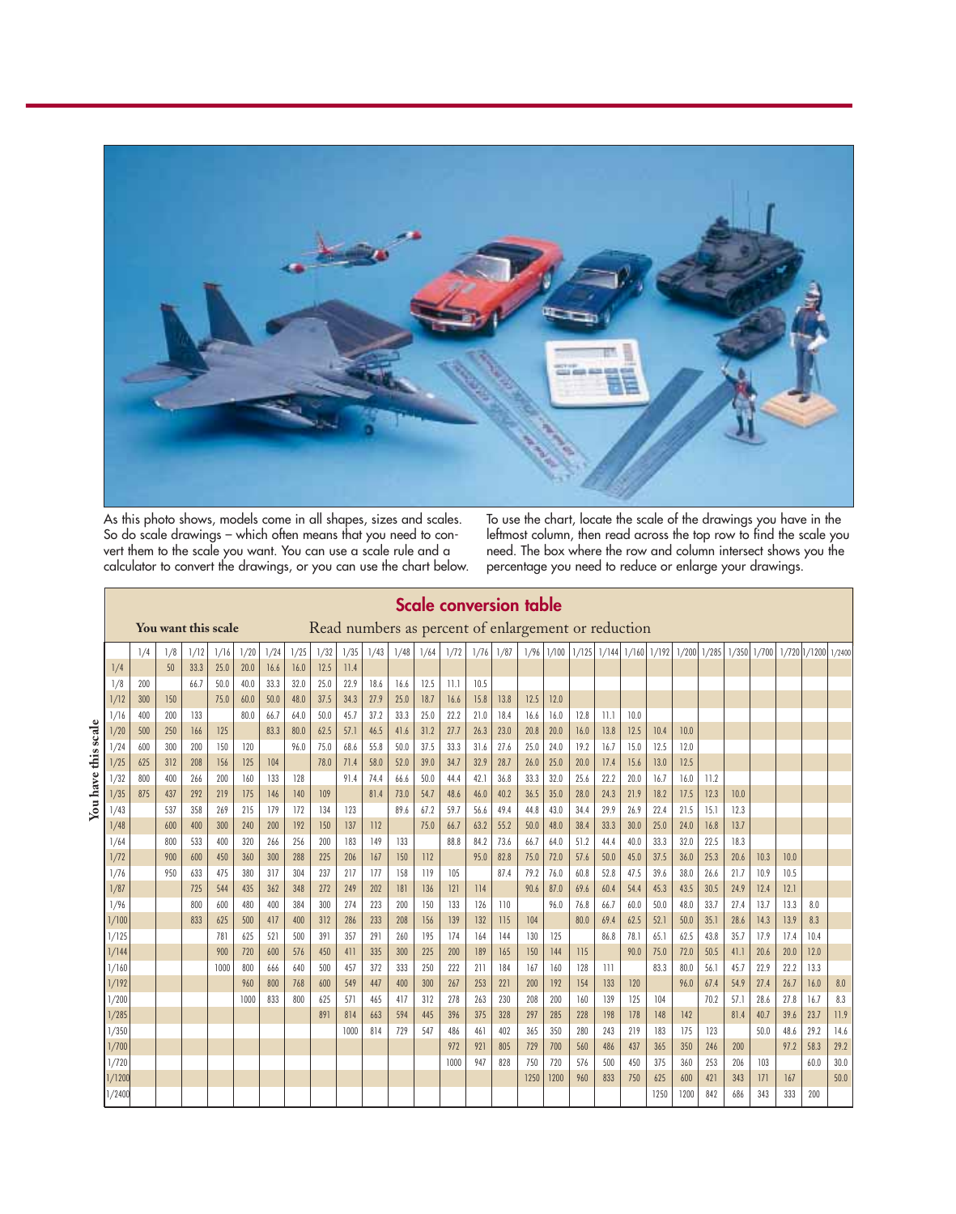As this photo shows, models come in all shapes, sizes and scales. So do scale drawings – which often means that you need to convert them to the scale you want. You can use a scale rule and a calculator to convert the drawings, or you can use the chart below.

To use the chart, locate the scale of the drawings you have in the leftmost column, then read across the top row to find the scale you need. The box where the row and column intersect shows you the percentage you need to reduce or enlarge your drawings.

## Scale conversion table

**You want this scale** (top row) — Read numbers as percent of enlargement or reduction

**You have this scale** (left column)

| | 1/4 | 1/8 | 1/12 | 1/16 | 1/20 | 1/24 | 1/25 | 1/32 | 1/35 | 1/43 | 1/48 | 1/64 | 1/72 | 1/76 | 1/87 | 1/96 | 1/100 | 1/125 | 1/144 | 1/160 | 1/192 | 1/200 | 1/285 | 1/350 | 1/700 | 1/720 | 1/1200 | 1/2400 |
|---|---|---|---|---|---|---|---|---|---|---|---|---|---|---|---|---|---|---|---|---|---|---|---|---|---|---|---|---|
| 1/4 | | 50 | 33.3 | 25.0 | 20.0 | 16.6 | 16.0 | 12.5 | 11.4 | | | | | | | | | | | | | | | | | | | |
| 1/8 | 200 | | 66.7 | 50.0 | 40.0 | 33.3 | 32.0 | 25.0 | 22.9 | 18.6 | 16.6 | 12.5 | 11.1 | 10.5 | | | | | | | | | | | | | | |
| 1/12 | 300 | 150 | | 75.0 | 60.0 | 50.0 | 48.0 | 37.5 | 34.3 | 27.9 | 25.0 | 18.7 | 16.6 | 15.8 | 13.8 | 12.5 | 12.0 | | | | | | | | | | | |
| 1/16 | 400 | 200 | 133 | | 80.0 | 66.7 | 64.0 | 50.0 | 45.7 | 37.2 | 33.3 | 25.0 | 22.2 | 21.0 | 18.4 | 16.6 | 16.0 | 12.8 | 11.1 | 10.0 | | | | | | | | |
| 1/20 | 500 | 250 | 166 | 125 | | 83.3 | 80.0 | 62.5 | 57.1 | 46.5 | 41.6 | 31.2 | 27.7 | 26.3 | 23.0 | 20.8 | 20.0 | 16.0 | 13.8 | 12.5 | 10.4 | 10.0 | | | | | | |
| 1/24 | 600 | 300 | 200 | 150 | 120 | | 96.0 | 75.0 | 68.6 | 55.8 | 50.0 | 37.5 | 33.3 | 31.6 | 27.6 | 25.0 | 24.0 | 19.2 | 16.7 | 15.0 | 12.5 | 12.0 | | | | | | |
| 1/25 | 625 | 312 | 208 | 156 | 125 | 104 | | 78.0 | 71.4 | 58.0 | 52.0 | 39.0 | 34.7 | 32.9 | 28.7 | 26.0 | 25.0 | 20.0 | 17.4 | 15.6 | 13.0 | 12.5 | | | | | | |
| 1/32 | 800 | 400 | 266 | 200 | 160 | 133 | 128 | | 91.4 | 74.4 | 66.6 | 50.0 | 44.4 | 42.1 | 36.8 | 33.3 | 32.0 | 25.6 | 22.2 | 20.0 | 16.7 | 16.0 | 11.2 | | | | | |
| 1/35 | 875 | 437 | 292 | 219 | 175 | 146 | 140 | 109 | | 81.4 | 73.0 | 54.7 | 48.6 | 46.0 | 40.2 | 36.5 | 35.0 | 28.0 | 24.3 | 21.9 | 18.2 | 17.5 | 12.3 | 10.0 | | | | |
| 1/43 | | 537 | 358 | 269 | 215 | 179 | 172 | 134 | 123 | | 89.6 | 67.2 | 59.7 | 56.6 | 49.4 | 44.8 | 43.0 | 34.4 | 29.9 | 26.9 | 22.4 | 21.5 | 15.1 | 12.3 | | | | |
| 1/48 | | 600 | 400 | 300 | 240 | 200 | 192 | 150 | 137 | 112 | | 75.0 | 66.7 | 63.2 | 55.2 | 50.0 | 48.0 | 38.4 | 33.3 | 30.0 | 25.0 | 24.0 | 16.8 | 13.7 | | | | |
| 1/64 | | 800 | 533 | 400 | 320 | 266 | 256 | 200 | 183 | 149 | 133 | | 88.8 | 84.2 | 73.6 | 66.7 | 64.0 | 51.2 | 44.4 | 40.0 | 33.3 | 32.0 | 22.5 | 18.3 | | | | |
| 1/72 | | 900 | 600 | 450 | 360 | 300 | 288 | 225 | 206 | 167 | 150 | 112 | | 95.0 | 82.8 | 75.0 | 72.0 | 57.6 | 50.0 | 45.0 | 37.5 | 36.0 | 25.3 | 20.6 | 10.3 | 10.0 | | |
| 1/76 | | 950 | 633 | 475 | 380 | 317 | 304 | 237 | 217 | 177 | 158 | 119 | 105 | | 87.4 | 79.2 | 76.0 | 60.8 | 52.8 | 47.5 | 39.6 | 38.0 | 26.6 | 21.7 | 10.9 | 10.5 | | |
| 1/87 | | | 725 | 544 | 435 | 362 | 348 | 272 | 249 | 202 | 181 | 136 | 121 | 114 | | 90.6 | 87.0 | 69.6 | 60.4 | 54.4 | 45.3 | 43.5 | 30.5 | 24.9 | 12.4 | 12.1 | | |
| 1/96 | | | 800 | 600 | 480 | 400 | 384 | 300 | 274 | 223 | 200 | 150 | 133 | 126 | 110 | | 96.0 | 76.8 | 66.7 | 60.0 | 50.0 | 48.0 | 33.7 | 27.4 | 13.7 | 13.3 | 8.0 | |
| 1/100 | | | 833 | 625 | 500 | 417 | 400 | 312 | 286 | 233 | 208 | 156 | 139 | 132 | 115 | 104 | | 80.0 | 69.4 | 62.5 | 52.1 | 50.0 | 35.1 | 28.6 | 14.3 | 13.9 | 8.3 | |
| 1/125 | | | | 781 | 625 | 521 | 500 | 391 | 357 | 291 | 260 | 195 | 174 | 164 | 144 | 130 | 125 | | 86.8 | 78.1 | 65.1 | 62.5 | 43.8 | 35.7 | 17.9 | 17.4 | 10.4 | |
| 1/144 | | | | 900 | 720 | 600 | 576 | 450 | 411 | 335 | 300 | 225 | 200 | 189 | 165 | 150 | 144 | 115 | | 90.0 | 75.0 | 72.0 | 50.5 | 41.1 | 20.6 | 20.0 | 12.0 | |
| 1/160 | | | | 1000 | 800 | 666 | 640 | 500 | 457 | 372 | 333 | 250 | 222 | 211 | 184 | 167 | 160 | 128 | 111 | | 83.3 | 80.0 | 56.1 | 45.7 | 22.9 | 22.2 | 13.3 | |
| 1/192 | | | | | 960 | 800 | 768 | 600 | 549 | 447 | 400 | 300 | 267 | 253 | 221 | 200 | 192 | 154 | 133 | 120 | | 96.0 | 67.4 | 54.9 | 27.4 | 26.7 | 16.0 | 8.0 |
| 1/200 | | | | | 1000 | 833 | 800 | 625 | 571 | 465 | 417 | 312 | 278 | 263 | 230 | 208 | 200 | 160 | 139 | 125 | 104 | | 70.2 | 57.1 | 28.6 | 27.8 | 16.7 | 8.3 |
| 1/285 | | | | | | | | 891 | 814 | 663 | 594 | 445 | 396 | 375 | 328 | 297 | 285 | 228 | 198 | 178 | 148 | 142 | | 81.4 | 40.7 | 39.6 | 23.7 | 11.9 |
| 1/350 | | | | | | | | | 1000 | 814 | 729 | 547 | 486 | 461 | 402 | 365 | 350 | 280 | 243 | 219 | 183 | 175 | 123 | | 50.0 | 48.6 | 29.2 | 14.6 |
| 1/700 | | | | | | | | | | | | | 972 | 921 | 805 | 729 | 700 | 560 | 486 | 437 | 365 | 350 | 246 | 200 | | 97.2 | 58.3 | 29.2 |
| 1/720 | | | | | | | | | | | | | 1000 | 947 | 828 | 750 | 720 | 576 | 500 | 450 | 375 | 360 | 253 | 206 | 103 | | 60.0 | 30.0 |
| 1/1200 | | | | | | | | | | | | | | | | 1250 | 1200 | 960 | 833 | 750 | 625 | 600 | 421 | 343 | 171 | 167 | | 50.0 |
| 1/2400 | | | | | | | | | | | | | | | | | | | | | 1250 | 1200 | 842 | 686 | 343 | 333 | 200 | |